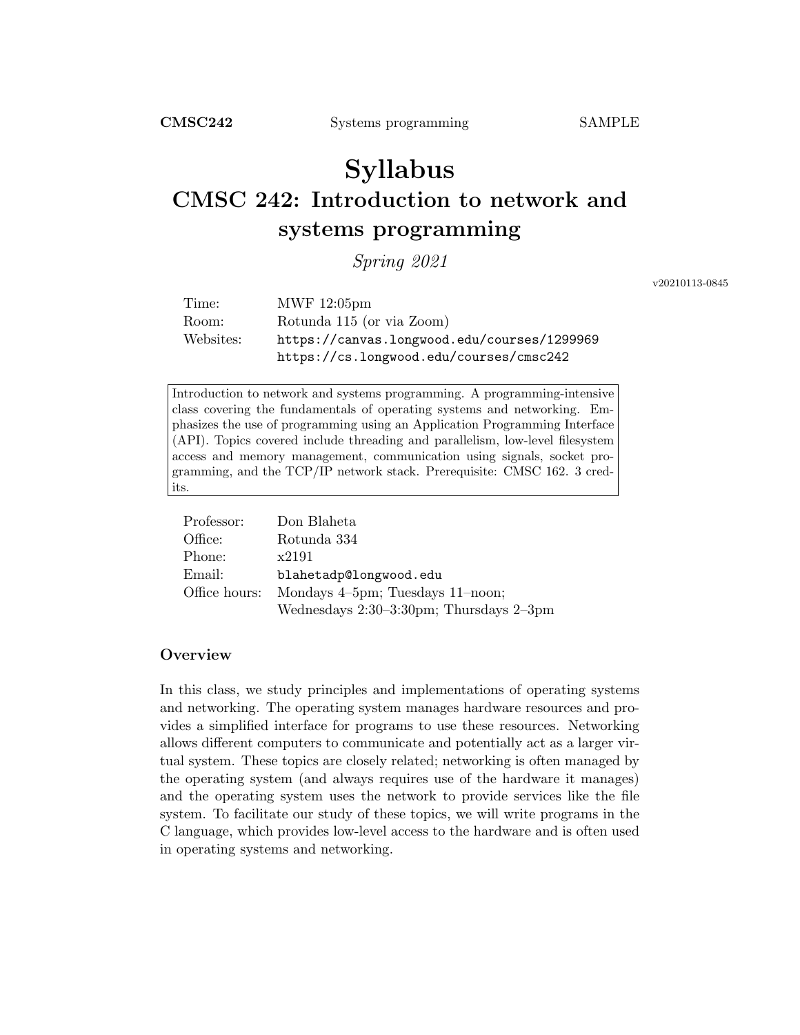# Syllabus

## CMSC 242: Introduction to network and systems programming

*Spring 2021*

v20210113-0845

| | |
|---|---|
| Time: | MWF 12:05pm |
| Room: | Rotunda 115 (or via Zoom) |
| Websites: | `https://canvas.longwood.edu/courses/1299969` |
| | `https://cs.longwood.edu/courses/cmsc242` |

> Introduction to network and systems programming. A programming-intensive class covering the fundamentals of operating systems and networking. Emphasizes the use of programming using an Application Programming Interface (API). Topics covered include threading and parallelism, low-level filesystem access and memory management, communication using signals, socket programming, and the TCP/IP network stack. Prerequisite: CMSC 162. 3 credits.

| | |
|---|---|
| Professor: | Don Blaheta |
| Office: | Rotunda 334 |
| Phone: | x2191 |
| Email: | `blahetadp@longwood.edu` |
| Office hours: | Mondays 4–5pm; Tuesdays 11–noon; |
| | Wednesdays 2:30–3:30pm; Thursdays 2–3pm |

### Overview

In this class, we study principles and implementations of operating systems and networking. The operating system manages hardware resources and provides a simplified interface for programs to use these resources. Networking allows different computers to communicate and potentially act as a larger virtual system. These topics are closely related; networking is often managed by the operating system (and always requires use of the hardware it manages) and the operating system uses the network to provide services like the file system. To facilitate our study of these topics, we will write programs in the C language, which provides low-level access to the hardware and is often used in operating systems and networking.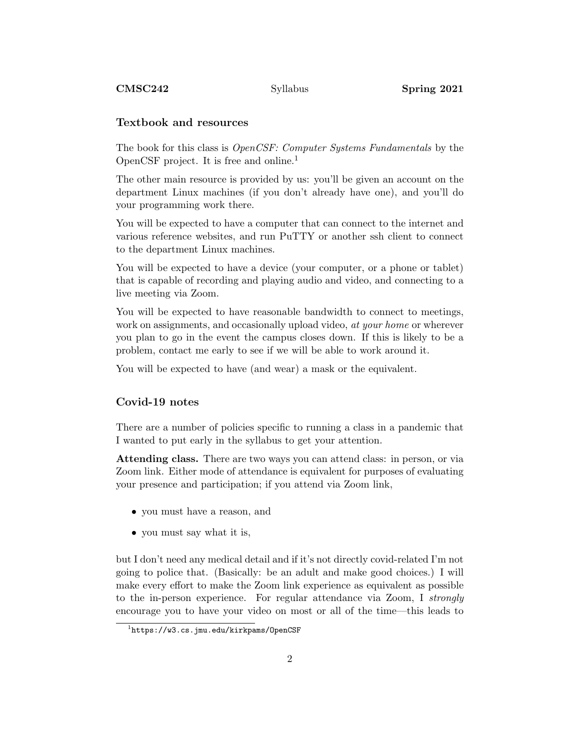## Textbook and resources

The book for this class is *OpenCSF: Computer Systems Fundamentals* by the OpenCSF project. It is free and online.[1]

The other main resource is provided by us: you'll be given an account on the department Linux machines (if you don't already have one), and you'll do your programming work there.

You will be expected to have a computer that can connect to the internet and various reference websites, and run PuTTY or another ssh client to connect to the department Linux machines.

You will be expected to have a device (your computer, or a phone or tablet) that is capable of recording and playing audio and video, and connecting to a live meeting via Zoom.

You will be expected to have reasonable bandwidth to connect to meetings, work on assignments, and occasionally upload video, *at your home* or wherever you plan to go in the event the campus closes down. If this is likely to be a problem, contact me early to see if we will be able to work around it.

You will be expected to have (and wear) a mask or the equivalent.

## Covid-19 notes

There are a number of policies specific to running a class in a pandemic that I wanted to put early in the syllabus to get your attention.

**Attending class.** There are two ways you can attend class: in person, or via Zoom link. Either mode of attendance is equivalent for purposes of evaluating your presence and participation; if you attend via Zoom link,

- you must have a reason, and
- you must say what it is,

but I don't need any medical detail and if it's not directly covid-related I'm not going to police that. (Basically: be an adult and make good choices.) I will make every effort to make the Zoom link experience as equivalent as possible to the in-person experience. For regular attendance via Zoom, I *strongly* encourage you to have your video on most or all of the time—this leads to

[1] `https://w3.cs.jmu.edu/kirkpams/OpenCSF`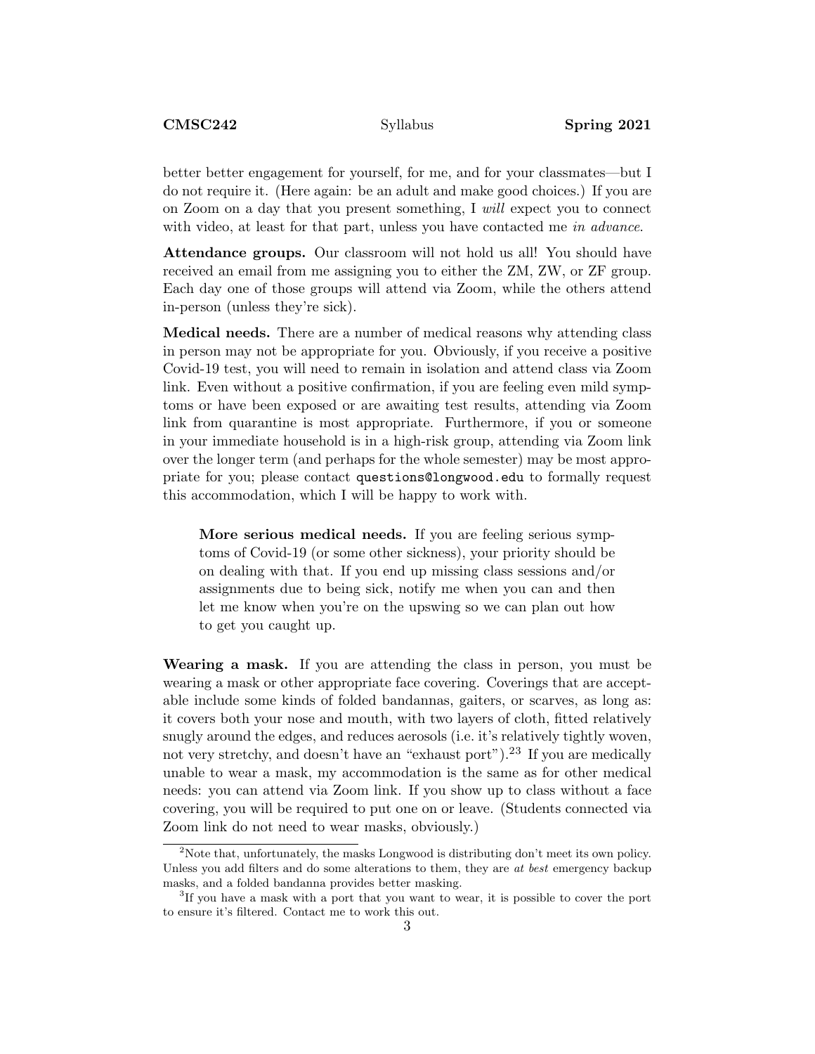better better engagement for yourself, for me, and for your classmates—but I do not require it. (Here again: be an adult and make good choices.) If you are on Zoom on a day that you present something, I *will* expect you to connect with video, at least for that part, unless you have contacted me *in advance*.

**Attendance groups.** Our classroom will not hold us all! You should have received an email from me assigning you to either the ZM, ZW, or ZF group. Each day one of those groups will attend via Zoom, while the others attend in-person (unless they're sick).

**Medical needs.** There are a number of medical reasons why attending class in person may not be appropriate for you. Obviously, if you receive a positive Covid-19 test, you will need to remain in isolation and attend class via Zoom link. Even without a positive confirmation, if you are feeling even mild symptoms or have been exposed or are awaiting test results, attending via Zoom link from quarantine is most appropriate. Furthermore, if you or someone in your immediate household is in a high-risk group, attending via Zoom link over the longer term (and perhaps for the whole semester) may be most appropriate for you; please contact `questions@longwood.edu` to formally request this accommodation, which I will be happy to work with.

> **More serious medical needs.** If you are feeling serious symptoms of Covid-19 (or some other sickness), your priority should be on dealing with that. If you end up missing class sessions and/or assignments due to being sick, notify me when you can and then let me know when you're on the upswing so we can plan out how to get you caught up.

**Wearing a mask.** If you are attending the class in person, you must be wearing a mask or other appropriate face covering. Coverings that are acceptable include some kinds of folded bandannas, gaiters, or scarves, as long as: it covers both your nose and mouth, with two layers of cloth, fitted relatively snugly around the edges, and reduces aerosols (i.e. it's relatively tightly woven, not very stretchy, and doesn't have an "exhaust port").[2][3] If you are medically unable to wear a mask, my accommodation is the same as for other medical needs: you can attend via Zoom link. If you show up to class without a face covering, you will be required to put one on or leave. (Students connected via Zoom link do not need to wear masks, obviously.)

---

[2] Note that, unfortunately, the masks Longwood is distributing don't meet its own policy. Unless you add filters and do some alterations to them, they are *at best* emergency backup masks, and a folded bandanna provides better masking.

[3] If you have a mask with a port that you want to wear, it is possible to cover the port to ensure it's filtered. Contact me to work this out.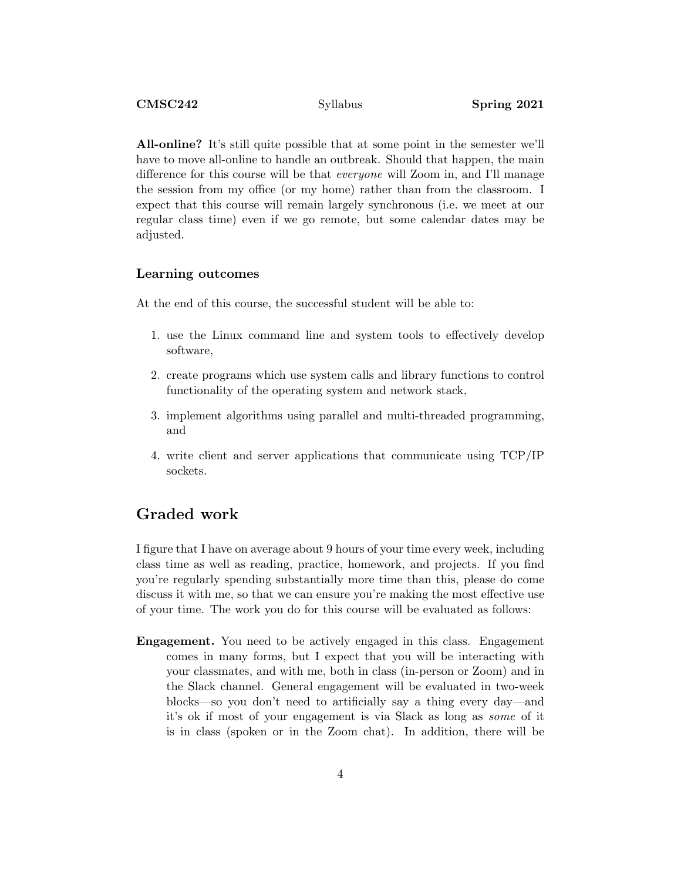**All-online?** It's still quite possible that at some point in the semester we'll have to move all-online to handle an outbreak. Should that happen, the main difference for this course will be that *everyone* will Zoom in, and I'll manage the session from my office (or my home) rather than from the classroom. I expect that this course will remain largely synchronous (i.e. we meet at our regular class time) even if we go remote, but some calendar dates may be adjusted.

### Learning outcomes

At the end of this course, the successful student will be able to:

1. use the Linux command line and system tools to effectively develop software,
2. create programs which use system calls and library functions to control functionality of the operating system and network stack,
3. implement algorithms using parallel and multi-threaded programming, and
4. write client and server applications that communicate using TCP/IP sockets.

## Graded work

I figure that I have on average about 9 hours of your time every week, including class time as well as reading, practice, homework, and projects. If you find you're regularly spending substantially more time than this, please do come discuss it with me, so that we can ensure you're making the most effective use of your time. The work you do for this course will be evaluated as follows:

**Engagement.** You need to be actively engaged in this class. Engagement comes in many forms, but I expect that you will be interacting with your classmates, and with me, both in class (in-person or Zoom) and in the Slack channel. General engagement will be evaluated in two-week blocks—so you don't need to artificially say a thing every day—and it's ok if most of your engagement is via Slack as long as *some* of it is in class (spoken or in the Zoom chat). In addition, there will be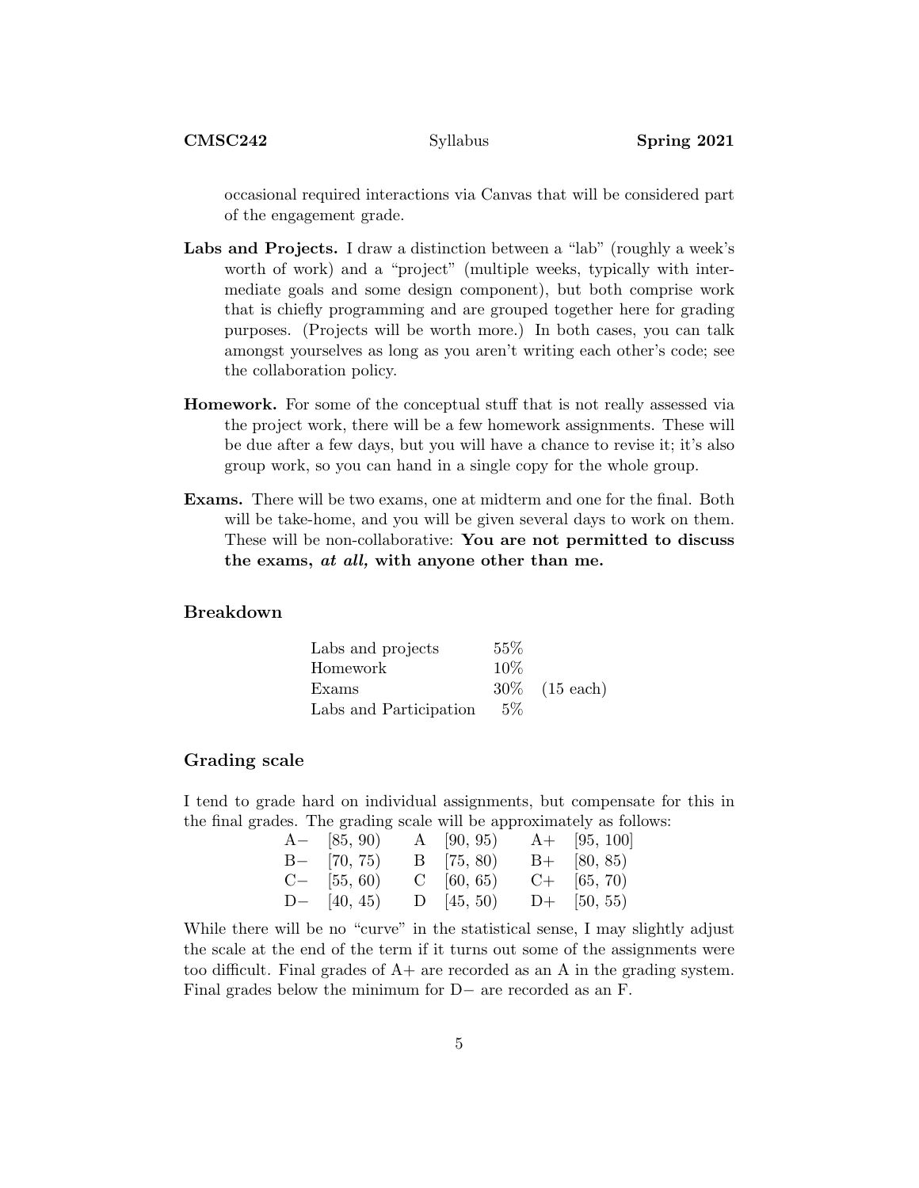occasional required interactions via Canvas that will be considered part of the engagement grade.

**Labs and Projects.** I draw a distinction between a "lab" (roughly a week's worth of work) and a "project" (multiple weeks, typically with intermediate goals and some design component), but both comprise work that is chiefly programming and are grouped together here for grading purposes. (Projects will be worth more.) In both cases, you can talk amongst yourselves as long as you aren't writing each other's code; see the collaboration policy.

**Homework.** For some of the conceptual stuff that is not really assessed via the project work, there will be a few homework assignments. These will be due after a few days, but you will have a chance to revise it; it's also group work, so you can hand in a single copy for the whole group.

**Exams.** There will be two exams, one at midterm and one for the final. Both will be take-home, and you will be given several days to work on them. These will be non-collaborative: **You are not permitted to discuss the exams, *at all,* with anyone other than me.**

## Breakdown

| | | |
|---|---|---|
| Labs and projects | 55% | |
| Homework | 10% | |
| Exams | 30% | (15 each) |
| Labs and Participation | 5% | |

## Grading scale

I tend to grade hard on individual assignments, but compensate for this in the final grades. The grading scale will be approximately as follows:

| | | | | | |
|---|---|---|---|---|---|
| A− | [85, 90) | A | [90, 95) | A+ | [95, 100] |
| B− | [70, 75) | B | [75, 80) | B+ | [80, 85) |
| C− | [55, 60) | C | [60, 65) | C+ | [65, 70) |
| D− | [40, 45) | D | [45, 50) | D+ | [50, 55) |

While there will be no "curve" in the statistical sense, I may slightly adjust the scale at the end of the term if it turns out some of the assignments were too difficult. Final grades of A+ are recorded as an A in the grading system. Final grades below the minimum for D− are recorded as an F.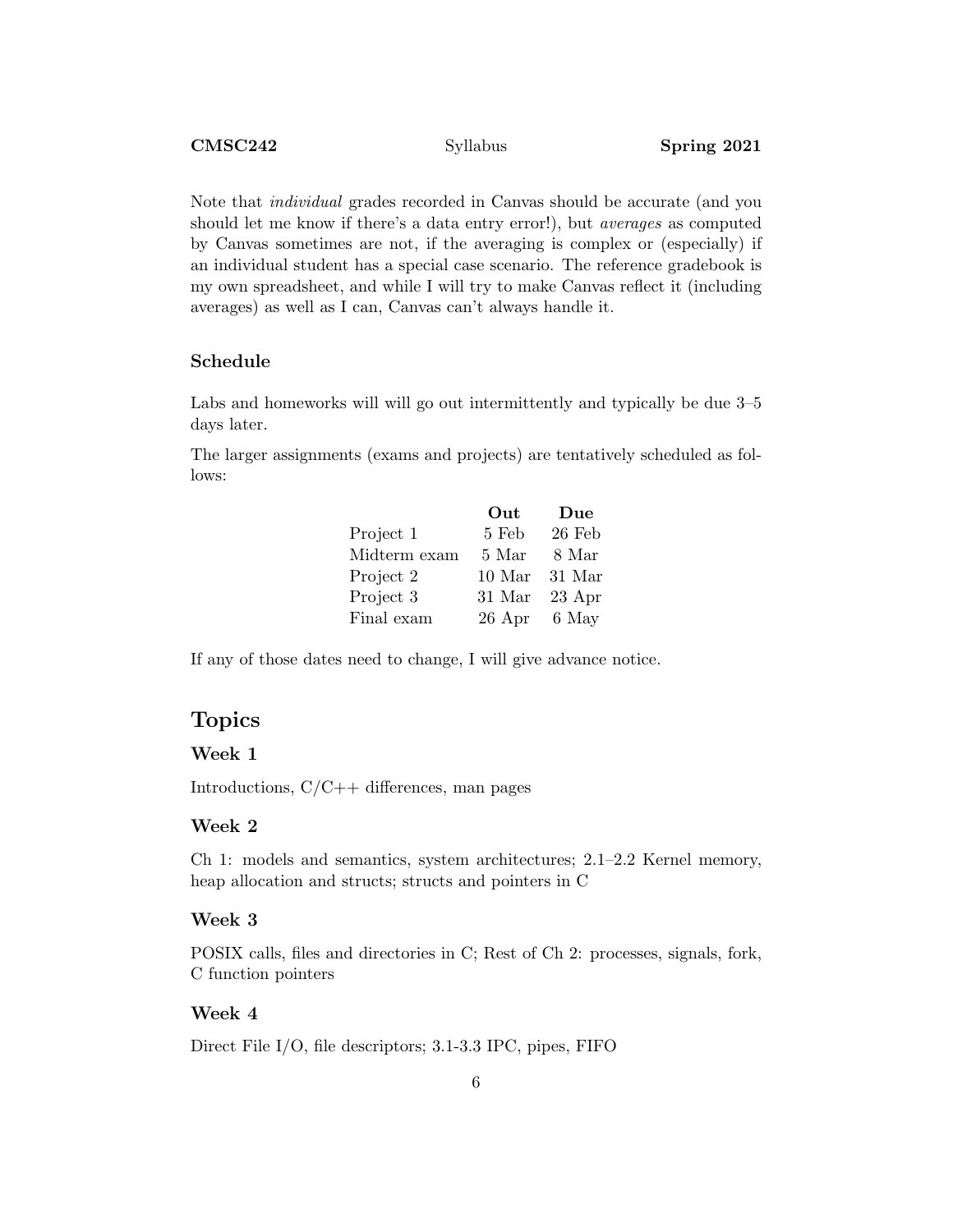Note that *individual* grades recorded in Canvas should be accurate (and you should let me know if there's a data entry error!), but *averages* as computed by Canvas sometimes are not, if the averaging is complex or (especially) if an individual student has a special case scenario. The reference gradebook is my own spreadsheet, and while I will try to make Canvas reflect it (including averages) as well as I can, Canvas can't always handle it.

### Schedule

Labs and homeworks will will go out intermittently and typically be due 3–5 days later.

The larger assignments (exams and projects) are tentatively scheduled as follows:

| | **Out** | **Due** |
|---|---|---|
| Project 1 | 5 Feb | 26 Feb |
| Midterm exam | 5 Mar | 8 Mar |
| Project 2 | 10 Mar | 31 Mar |
| Project 3 | 31 Mar | 23 Apr |
| Final exam | 26 Apr | 6 May |

If any of those dates need to change, I will give advance notice.

## Topics

### Week 1

Introductions, C/C++ differences, man pages

### Week 2

Ch 1: models and semantics, system architectures; 2.1–2.2 Kernel memory, heap allocation and structs; structs and pointers in C

### Week 3

POSIX calls, files and directories in C; Rest of Ch 2: processes, signals, fork, C function pointers

### Week 4

Direct File I/O, file descriptors; 3.1-3.3 IPC, pipes, FIFO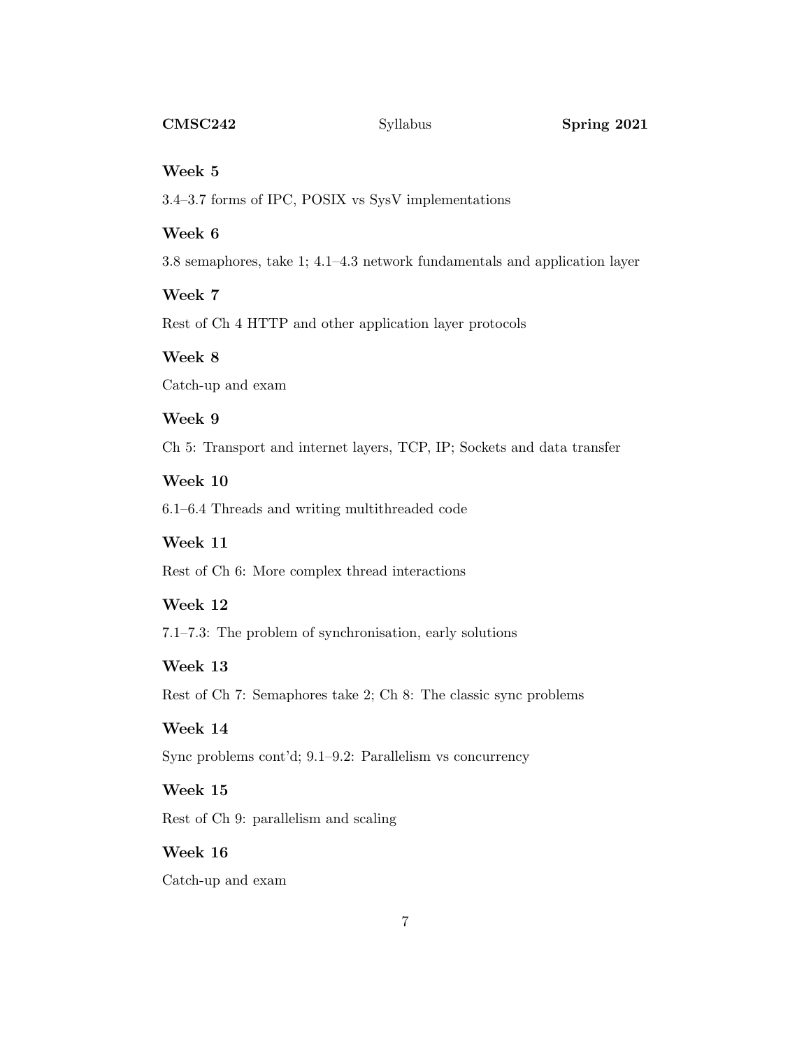### Week 5

3.4–3.7 forms of IPC, POSIX vs SysV implementations

### Week 6

3.8 semaphores, take 1; 4.1–4.3 network fundamentals and application layer

### Week 7

Rest of Ch 4 HTTP and other application layer protocols

### Week 8

Catch-up and exam

### Week 9

Ch 5: Transport and internet layers, TCP, IP; Sockets and data transfer

### Week 10

6.1–6.4 Threads and writing multithreaded code

### Week 11

Rest of Ch 6: More complex thread interactions

### Week 12

7.1–7.3: The problem of synchronisation, early solutions

### Week 13

Rest of Ch 7: Semaphores take 2; Ch 8: The classic sync problems

### Week 14

Sync problems cont'd; 9.1–9.2: Parallelism vs concurrency

### Week 15

Rest of Ch 9: parallelism and scaling

### Week 16

Catch-up and exam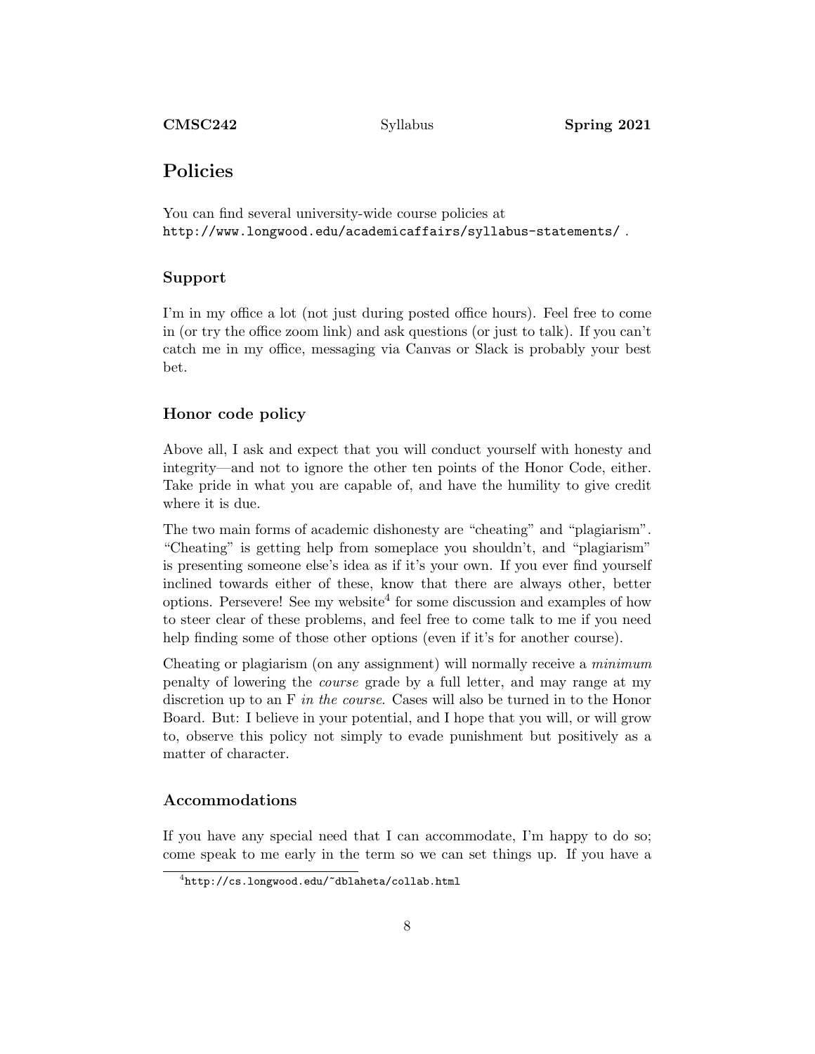## Policies

You can find several university-wide course policies at
`http://www.longwood.edu/academicaffairs/syllabus-statements/` .

### Support

I'm in my office a lot (not just during posted office hours). Feel free to come in (or try the office zoom link) and ask questions (or just to talk). If you can't catch me in my office, messaging via Canvas or Slack is probably your best bet.

### Honor code policy

Above all, I ask and expect that you will conduct yourself with honesty and integrity—and not to ignore the other ten points of the Honor Code, either. Take pride in what you are capable of, and have the humility to give credit where it is due.

The two main forms of academic dishonesty are "cheating" and "plagiarism". "Cheating" is getting help from someplace you shouldn't, and "plagiarism" is presenting someone else's idea as if it's your own. If you ever find yourself inclined towards either of these, know that there are always other, better options. Persevere! See my website[4] for some discussion and examples of how to steer clear of these problems, and feel free to come talk to me if you need help finding some of those other options (even if it's for another course).

Cheating or plagiarism (on any assignment) will normally receive a *minimum* penalty of lowering the *course* grade by a full letter, and may range at my discretion up to an F *in the course*. Cases will also be turned in to the Honor Board. But: I believe in your potential, and I hope that you will, or will grow to, observe this policy not simply to evade punishment but positively as a matter of character.

### Accommodations

If you have any special need that I can accommodate, I'm happy to do so; come speak to me early in the term so we can set things up. If you have a

[4] `http://cs.longwood.edu/~dblaheta/collab.html`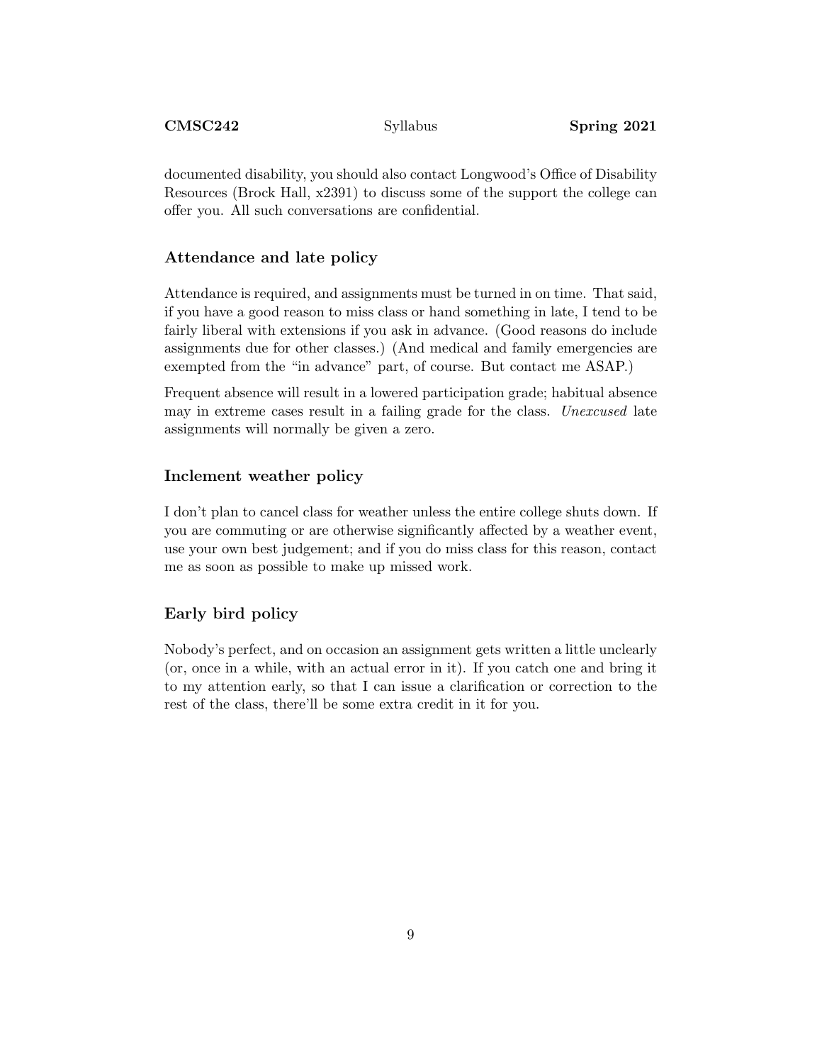documented disability, you should also contact Longwood's Office of Disability Resources (Brock Hall, x2391) to discuss some of the support the college can offer you. All such conversations are confidential.

### Attendance and late policy

Attendance is required, and assignments must be turned in on time. That said, if you have a good reason to miss class or hand something in late, I tend to be fairly liberal with extensions if you ask in advance. (Good reasons do include assignments due for other classes.) (And medical and family emergencies are exempted from the "in advance" part, of course. But contact me ASAP.)

Frequent absence will result in a lowered participation grade; habitual absence may in extreme cases result in a failing grade for the class. *Unexcused* late assignments will normally be given a zero.

### Inclement weather policy

I don't plan to cancel class for weather unless the entire college shuts down. If you are commuting or are otherwise significantly affected by a weather event, use your own best judgement; and if you do miss class for this reason, contact me as soon as possible to make up missed work.

### Early bird policy

Nobody's perfect, and on occasion an assignment gets written a little unclearly (or, once in a while, with an actual error in it). If you catch one and bring it to my attention early, so that I can issue a clarification or correction to the rest of the class, there'll be some extra credit in it for you.